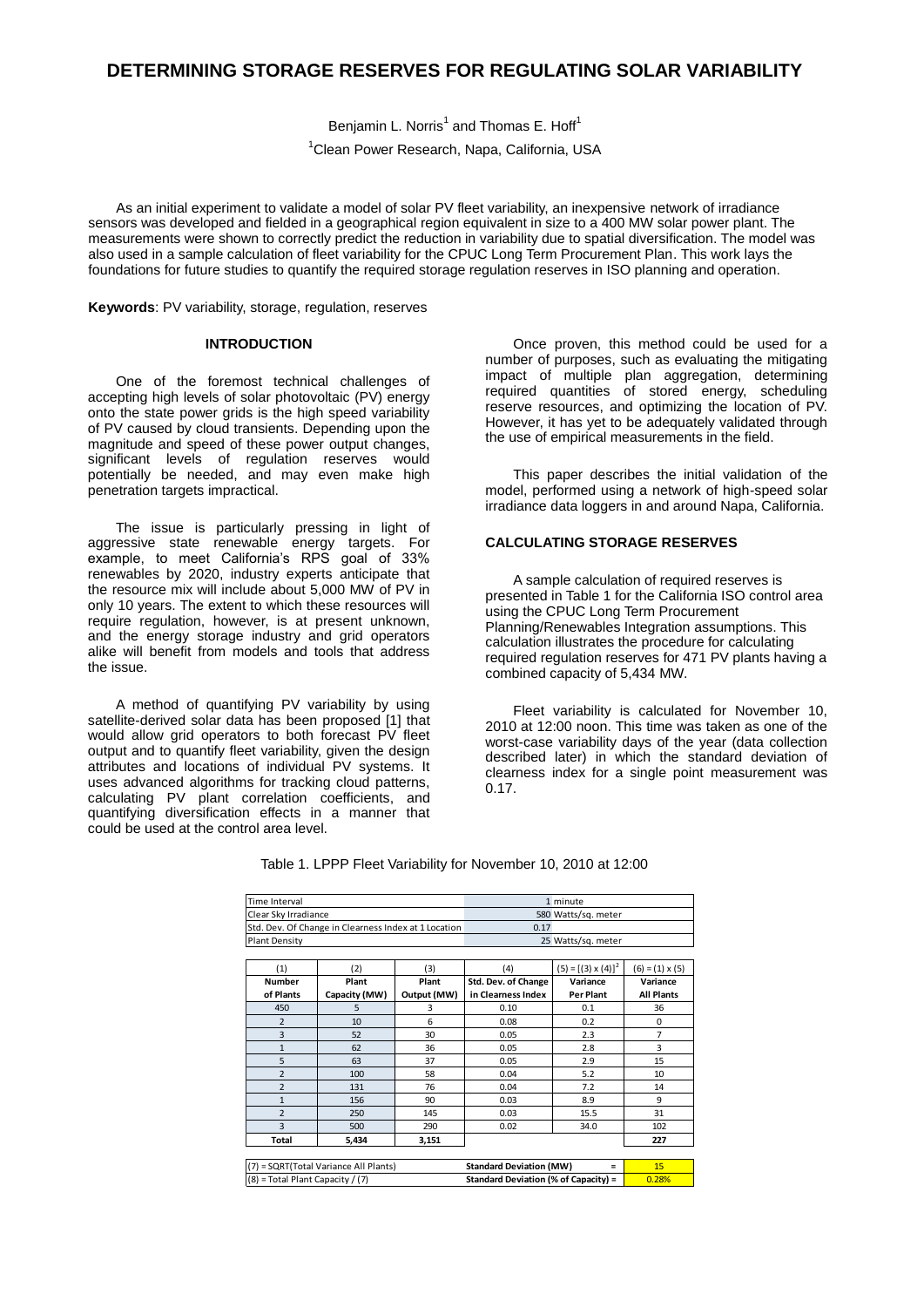# DETERMINING STORAGE RESERVES FOR REGULATING SOLAR VARIABILITY

Benjamin L. Norris[1] and Thomas E. Hoff[1]

[1]Clean Power Research, Napa, California, USA

As an initial experiment to validate a model of solar PV fleet variability, an inexpensive network of irradiance sensors was developed and fielded in a geographical region equivalent in size to a 400 MW solar power plant. The measurements were shown to correctly predict the reduction in variability due to spatial diversification. The model was also used in a sample calculation of fleet variability for the CPUC Long Term Procurement Plan. This work lays the foundations for future studies to quantify the required storage regulation reserves in ISO planning and operation.

**Keywords**: PV variability, storage, regulation, reserves

## INTRODUCTION

One of the foremost technical challenges of accepting high levels of solar photovoltaic (PV) energy onto the state power grids is the high speed variability of PV caused by cloud transients. Depending upon the magnitude and speed of these power output changes, significant levels of regulation reserves would potentially be needed, and may even make high penetration targets impractical.

The issue is particularly pressing in light of aggressive state renewable energy targets. For example, to meet California's RPS goal of 33% renewables by 2020, industry experts anticipate that the resource mix will include about 5,000 MW of PV in only 10 years. The extent to which these resources will require regulation, however, is at present unknown, and the energy storage industry and grid operators alike will benefit from models and tools that address the issue.

A method of quantifying PV variability by using satellite-derived solar data has been proposed [1] that would allow grid operators to both forecast PV fleet output and to quantify fleet variability, given the design attributes and locations of individual PV systems. It uses advanced algorithms for tracking cloud patterns, calculating PV plant correlation coefficients, and quantifying diversification effects in a manner that could be used at the control area level.

Once proven, this method could be used for a number of purposes, such as evaluating the mitigating impact of multiple plan aggregation, determining required quantities of stored energy, scheduling reserve resources, and optimizing the location of PV. However, it has yet to be adequately validated through the use of empirical measurements in the field.

This paper describes the initial validation of the model, performed using a network of high-speed solar irradiance data loggers in and around Napa, California.

## CALCULATING STORAGE RESERVES

A sample calculation of required reserves is presented in Table 1 for the California ISO control area using the CPUC Long Term Procurement Planning/Renewables Integration assumptions. This calculation illustrates the procedure for calculating required regulation reserves for 471 PV plants having a combined capacity of 5,434 MW.

Fleet variability is calculated for November 10, 2010 at 12:00 noon. This time was taken as one of the worst-case variability days of the year (data collection described later) in which the standard deviation of clearness index for a single point measurement was 0.17.

Table 1. LPPP Fleet Variability for November 10, 2010 at 12:00

| Parameter | Value |
|---|---|
| Time Interval | 1 minute |
| Clear Sky Irradiance | 580 Watts/sq. meter |
| Std. Dev. Of Change in Clearness Index at 1 Location | 0.17 |
| Plant Density | 25 Watts/sq. meter |

| (1) | (2) | (3) | (4) | $(5) = [(3) \times (4)]^2$ | $(6) = (1) \times (5)$ |
|---|---|---|---|---|---|
| **Number of Plants** | **Plant Capacity (MW)** | **Plant Output (MW)** | **Std. Dev. of Change in Clearness Index** | **Variance Per Plant** | **Variance All Plants** |
| 450 | 5 | 3 | 0.10 | 0.1 | 36 |
| 2 | 10 | 6 | 0.08 | 0.2 | 0 |
| 3 | 52 | 30 | 0.05 | 2.3 | 7 |
| 1 | 62 | 36 | 0.05 | 2.8 | 3 |
| 5 | 63 | 37 | 0.05 | 2.9 | 15 |
| 2 | 100 | 58 | 0.04 | 5.2 | 10 |
| 2 | 131 | 76 | 0.04 | 7.2 | 14 |
| 1 | 156 | 90 | 0.03 | 8.9 | 9 |
| 2 | 250 | 145 | 0.03 | 15.5 | 31 |
| 3 | 500 | 290 | 0.02 | 34.0 | 102 |
| **Total** | **5,434** | **3,151** | | | **227** |

| | | |
|---|---|---|
| (7) = SQRT(Total Variance All Plants) | **Standard Deviation (MW) =** | 15 |
| (8) = Total Plant Capacity / (7) | **Standard Deviation (% of Capacity) =** | 0.28% |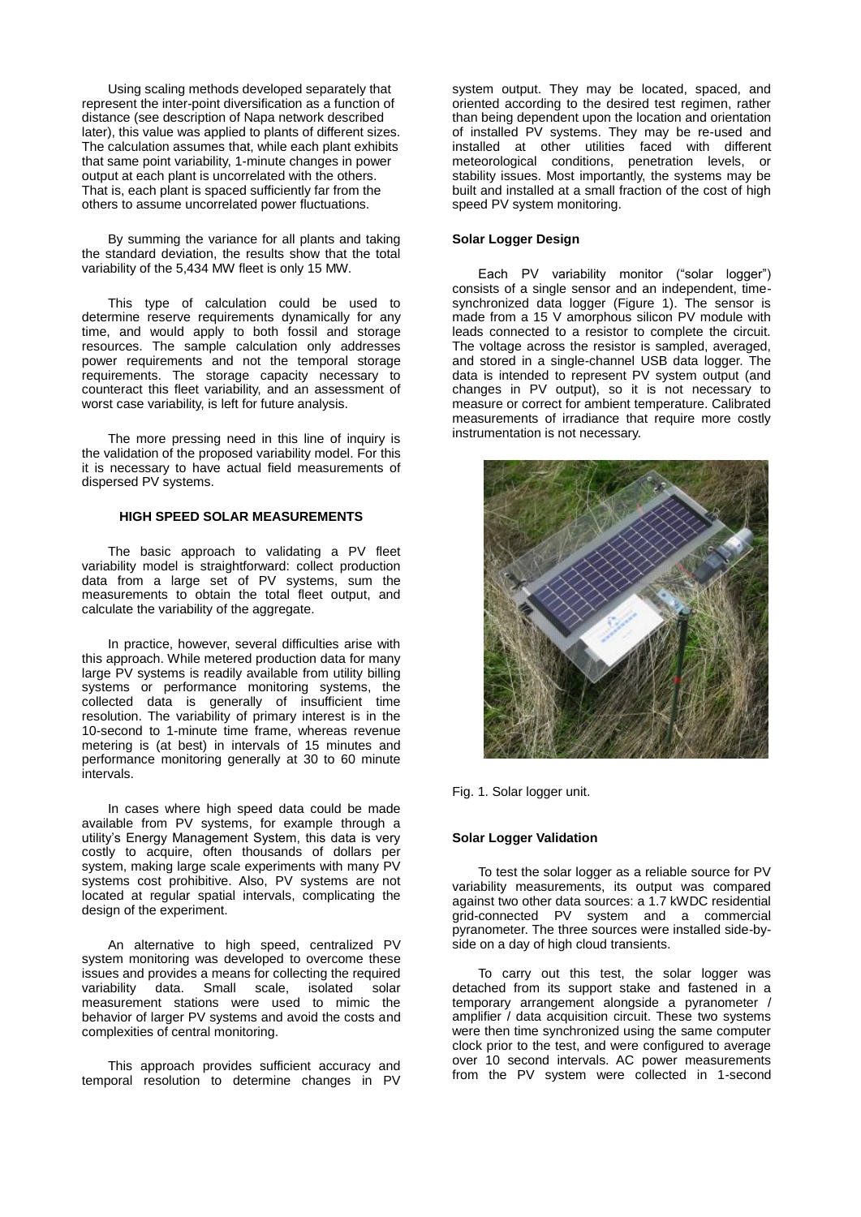Using scaling methods developed separately that represent the inter-point diversification as a function of distance (see description of Napa network described later), this value was applied to plants of different sizes. The calculation assumes that, while each plant exhibits that same point variability, 1-minute changes in power output at each plant is uncorrelated with the others. That is, each plant is spaced sufficiently far from the others to assume uncorrelated power fluctuations.

By summing the variance for all plants and taking the standard deviation, the results show that the total variability of the 5,434 MW fleet is only 15 MW.

This type of calculation could be used to determine reserve requirements dynamically for any time, and would apply to both fossil and storage resources. The sample calculation only addresses power requirements and not the temporal storage requirements. The storage capacity necessary to counteract this fleet variability, and an assessment of worst case variability, is left for future analysis.

The more pressing need in this line of inquiry is the validation of the proposed variability model. For this it is necessary to have actual field measurements of dispersed PV systems.

## HIGH SPEED SOLAR MEASUREMENTS

The basic approach to validating a PV fleet variability model is straightforward: collect production data from a large set of PV systems, sum the measurements to obtain the total fleet output, and calculate the variability of the aggregate.

In practice, however, several difficulties arise with this approach. While metered production data for many large PV systems is readily available from utility billing systems or performance monitoring systems, the collected data is generally of insufficient time resolution. The variability of primary interest is in the 10-second to 1-minute time frame, whereas revenue metering is (at best) in intervals of 15 minutes and performance monitoring generally at 30 to 60 minute intervals.

In cases where high speed data could be made available from PV systems, for example through a utility's Energy Management System, this data is very costly to acquire, often thousands of dollars per system, making large scale experiments with many PV systems cost prohibitive. Also, PV systems are not located at regular spatial intervals, complicating the design of the experiment.

An alternative to high speed, centralized PV system monitoring was developed to overcome these issues and provides a means for collecting the required variability data. Small scale, isolated solar measurement stations were used to mimic the behavior of larger PV systems and avoid the costs and complexities of central monitoring.

This approach provides sufficient accuracy and temporal resolution to determine changes in PV system output. They may be located, spaced, and oriented according to the desired test regimen, rather than being dependent upon the location and orientation of installed PV systems. They may be re-used and installed at other utilities faced with different meteorological conditions, penetration levels, or stability issues. Most importantly, the systems may be built and installed at a small fraction of the cost of high speed PV system monitoring.

### Solar Logger Design

Each PV variability monitor ("solar logger") consists of a single sensor and an independent, time-synchronized data logger (Figure 1). The sensor is made from a 15 V amorphous silicon PV module with leads connected to a resistor to complete the circuit. The voltage across the resistor is sampled, averaged, and stored in a single-channel USB data logger. The data is intended to represent PV system output (and changes in PV output), so it is not necessary to measure or correct for ambient temperature. Calibrated measurements of irradiance that require more costly instrumentation is not necessary.

Fig. 1. Solar logger unit.

### Solar Logger Validation

To test the solar logger as a reliable source for PV variability measurements, its output was compared against two other data sources: a 1.7 kWDC residential grid-connected PV system and a commercial pyranometer. The three sources were installed side-by-side on a day of high cloud transients.

To carry out this test, the solar logger was detached from its support stake and fastened in a temporary arrangement alongside a pyranometer / amplifier / data acquisition circuit. These two systems were then time synchronized using the same computer clock prior to the test, and were configured to average over 10 second intervals. AC power measurements from the PV system were collected in 1-second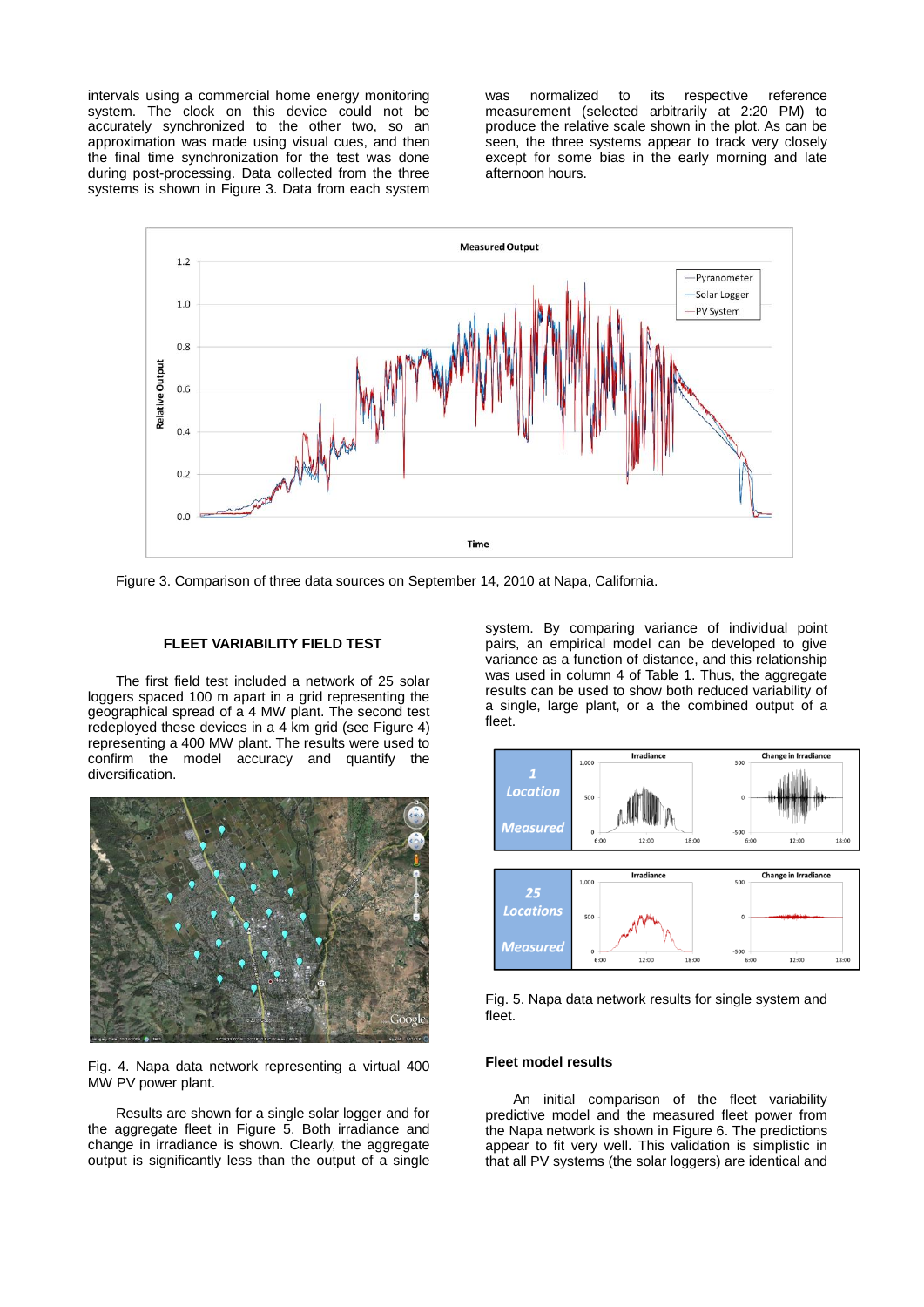intervals using a commercial home energy monitoring system. The clock on this device could not be accurately synchronized to the other two, so an approximation was made using visual cues, and then the final time synchronization for the test was done during post-processing. Data collected from the three systems is shown in Figure 3. Data from each system was normalized to its respective reference measurement (selected arbitrarily at 2:20 PM) to produce the relative scale shown in the plot. As can be seen, the three systems appear to track very closely except for some bias in the early morning and late afternoon hours.

Figure 3. Comparison of three data sources on September 14, 2010 at Napa, California.

## FLEET VARIABILITY FIELD TEST

The first field test included a network of 25 solar loggers spaced 100 m apart in a grid representing the geographical spread of a 4 MW plant. The second test redeployed these devices in a 4 km grid (see Figure 4) representing a 400 MW plant. The results were used to confirm the model accuracy and quantify the diversification.

Fig. 4. Napa data network representing a virtual 400 MW PV power plant.

Results are shown for a single solar logger and for the aggregate fleet in Figure 5. Both irradiance and change in irradiance is shown. Clearly, the aggregate output is significantly less than the output of a single system. By comparing variance of individual point pairs, an empirical model can be developed to give variance as a function of distance, and this relationship was used in column 4 of Table 1. Thus, the aggregate results can be used to show both reduced variability of a single, large plant, or a the combined output of a fleet.

Fig. 5. Napa data network results for single system and fleet.

### Fleet model results

An initial comparison of the fleet variability predictive model and the measured fleet power from the Napa network is shown in Figure 6. The predictions appear to fit very well. This validation is simplistic in that all PV systems (the solar loggers) are identical and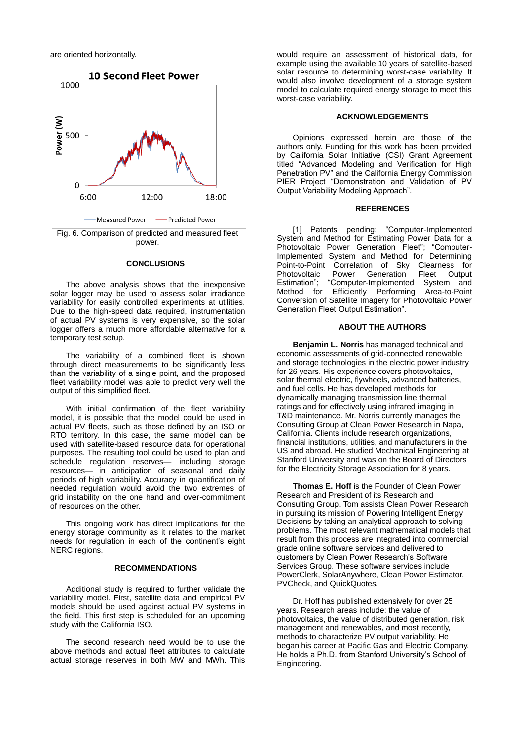are oriented horizontally.

10 Second Fleet Power

1000

Power (W) 500

0

6:00 12:00 18:00

Measured Power — Predicted Power

Fig. 6. Comparison of predicted and measured fleet power.

## CONCLUSIONS

The above analysis shows that the inexpensive solar logger may be used to assess solar irradiance variability for easily controlled experiments at utilities. Due to the high-speed data required, instrumentation of actual PV systems is very expensive, so the solar logger offers a much more affordable alternative for a temporary test setup.

The variability of a combined fleet is shown through direct measurements to be significantly less than the variability of a single point, and the proposed fleet variability model was able to predict very well the output of this simplified fleet.

With initial confirmation of the fleet variability model, it is possible that the model could be used in actual PV fleets, such as those defined by an ISO or RTO territory. In this case, the same model can be used with satellite-based resource data for operational purposes. The resulting tool could be used to plan and schedule regulation reserves— including storage resources— in anticipation of seasonal and daily periods of high variability. Accuracy in quantification of needed regulation would avoid the two extremes of grid instability on the one hand and over-commitment of resources on the other.

This ongoing work has direct implications for the energy storage community as it relates to the market needs for regulation in each of the continent's eight NERC regions.

## RECOMMENDATIONS

Additional study is required to further validate the variability model. First, satellite data and empirical PV models should be used against actual PV systems in the field. This first step is scheduled for an upcoming study with the California ISO.

The second research need would be to use the above methods and actual fleet attributes to calculate actual storage reserves in both MW and MWh. This would require an assessment of historical data, for example using the available 10 years of satellite-based solar resource to determining worst-case variability. It would also involve development of a storage system model to calculate required energy storage to meet this worst-case variability.

## ACKNOWLEDGEMENTS

Opinions expressed herein are those of the authors only. Funding for this work has been provided by California Solar Initiative (CSI) Grant Agreement titled "Advanced Modeling and Verification for High Penetration PV" and the California Energy Commission PIER Project "Demonstration and Validation of PV Output Variability Modeling Approach".

## REFERENCES

[1] Patents pending: "Computer-Implemented System and Method for Estimating Power Data for a Photovoltaic Power Generation Fleet"; "Computer-Implemented System and Method for Determining Point-to-Point Correlation of Sky Clearness for Photovoltaic Power Generation Fleet Output Estimation"; "Computer-Implemented System and Method for Efficiently Performing Area-to-Point Conversion of Satellite Imagery for Photovoltaic Power Generation Fleet Output Estimation".

## ABOUT THE AUTHORS

**Benjamin L. Norris** has managed technical and economic assessments of grid-connected renewable and storage technologies in the electric power industry for 26 years. His experience covers photovoltaics, solar thermal electric, flywheels, advanced batteries, and fuel cells. He has developed methods for dynamically managing transmission line thermal ratings and for effectively using infrared imaging in T&D maintenance. Mr. Norris currently manages the Consulting Group at Clean Power Research in Napa, California. Clients include research organizations, financial institutions, utilities, and manufacturers in the US and abroad. He studied Mechanical Engineering at Stanford University and was on the Board of Directors for the Electricity Storage Association for 8 years.

**Thomas E. Hoff** is the Founder of Clean Power Research and President of its Research and Consulting Group. Tom assists Clean Power Research in pursuing its mission of Powering Intelligent Energy Decisions by taking an analytical approach to solving problems. The most relevant mathematical models that result from this process are integrated into commercial grade online software services and delivered to customers by Clean Power Research's Software Services Group. These software services include PowerClerk, SolarAnywhere, Clean Power Estimator, PVCheck, and QuickQuotes.

Dr. Hoff has published extensively for over 25 years. Research areas include: the value of photovoltaics, the value of distributed generation, risk management and renewables, and most recently, methods to characterize PV output variability. He began his career at Pacific Gas and Electric Company. He holds a Ph.D. from Stanford University's School of Engineering.